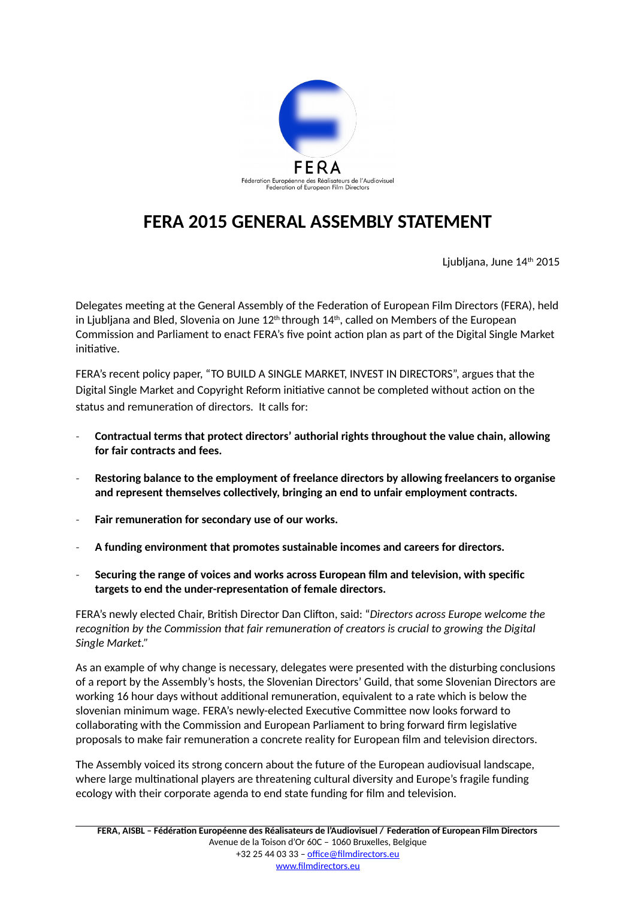FERA

Fédération Européenne des Réalisateurs de l'Audiovisuel
Federation of European Film Directors

# FERA 2015 GENERAL ASSEMBLY STATEMENT

Ljubljana, June 14th 2015

Delegates meeting at the General Assembly of the Federation of European Film Directors (FERA), held in Ljubljana and Bled, Slovenia on June 12th through 14th, called on Members of the European Commission and Parliament to enact FERA's five point action plan as part of the Digital Single Market initiative.

FERA's recent policy paper, "TO BUILD A SINGLE MARKET, INVEST IN DIRECTORS", argues that the Digital Single Market and Copyright Reform initiative cannot be completed without action on the status and remuneration of directors. It calls for:

- **Contractual terms that protect directors' authorial rights throughout the value chain, allowing for fair contracts and fees.**
- **Restoring balance to the employment of freelance directors by allowing freelancers to organise and represent themselves collectively, bringing an end to unfair employment contracts.**
- **Fair remuneration for secondary use of our works.**
- **A funding environment that promotes sustainable incomes and careers for directors.**
- **Securing the range of voices and works across European film and television, with specific targets to end the under-representation of female directors.**

FERA's newly elected Chair, British Director Dan Clifton, said: "*Directors across Europe welcome the recognition by the Commission that fair remuneration of creators is crucial to growing the Digital Single Market*."

As an example of why change is necessary, delegates were presented with the disturbing conclusions of a report by the Assembly's hosts, the Slovenian Directors' Guild, that some Slovenian Directors are working 16 hour days without additional remuneration, equivalent to a rate which is below the slovenian minimum wage. FERA's newly-elected Executive Committee now looks forward to collaborating with the Commission and European Parliament to bring forward firm legislative proposals to make fair remuneration a concrete reality for European film and television directors.

The Assembly voiced its strong concern about the future of the European audiovisual landscape, where large multinational players are threatening cultural diversity and Europe's fragile funding ecology with their corporate agenda to end state funding for film and television.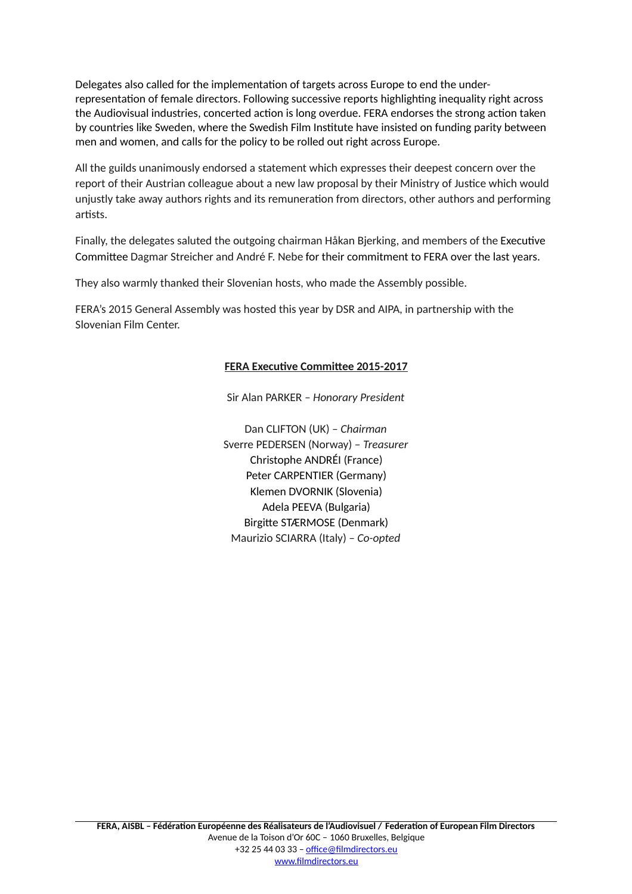Delegates also called for the implementation of targets across Europe to end the under-representation of female directors. Following successive reports highlighting inequality right across the Audiovisual industries, concerted action is long overdue. FERA endorses the strong action taken by countries like Sweden, where the Swedish Film Institute have insisted on funding parity between men and women, and calls for the policy to be rolled out right across Europe.

All the guilds unanimously endorsed a statement which expresses their deepest concern over the report of their Austrian colleague about a new law proposal by their Ministry of Justice which would unjustly take away authors rights and its remuneration from directors, other authors and performing artists.

Finally, the delegates saluted the outgoing chairman Håkan Bjerking, and members of the Executive Committee Dagmar Streicher and André F. Nebe for their commitment to FERA over the last years.

They also warmly thanked their Slovenian hosts, who made the Assembly possible.

FERA's 2015 General Assembly was hosted this year by DSR and AIPA, in partnership with the Slovenian Film Center.

**FERA Executive Committee 2015-2017**

Sir Alan PARKER – *Honorary President*

Dan CLIFTON (UK) – *Chairman*
Sverre PEDERSEN (Norway) – *Treasurer*
Christophe ANDRÉI (France)
Peter CARPENTIER (Germany)
Klemen DVORNIK (Slovenia)
Adela PEEVA (Bulgaria)
Birgitte STÆRMOSE (Denmark)
Maurizio SCIARRA (Italy) – *Co-opted*

**FERA, AISBL – Fédération Européenne des Réalisateurs de l'Audiovisuel / Federation of European Film Directors**
Avenue de la Toison d'Or 60C – 1060 Bruxelles, Belgique
+32 25 44 03 33 – office@filmdirectors.eu
www.filmdirectors.eu